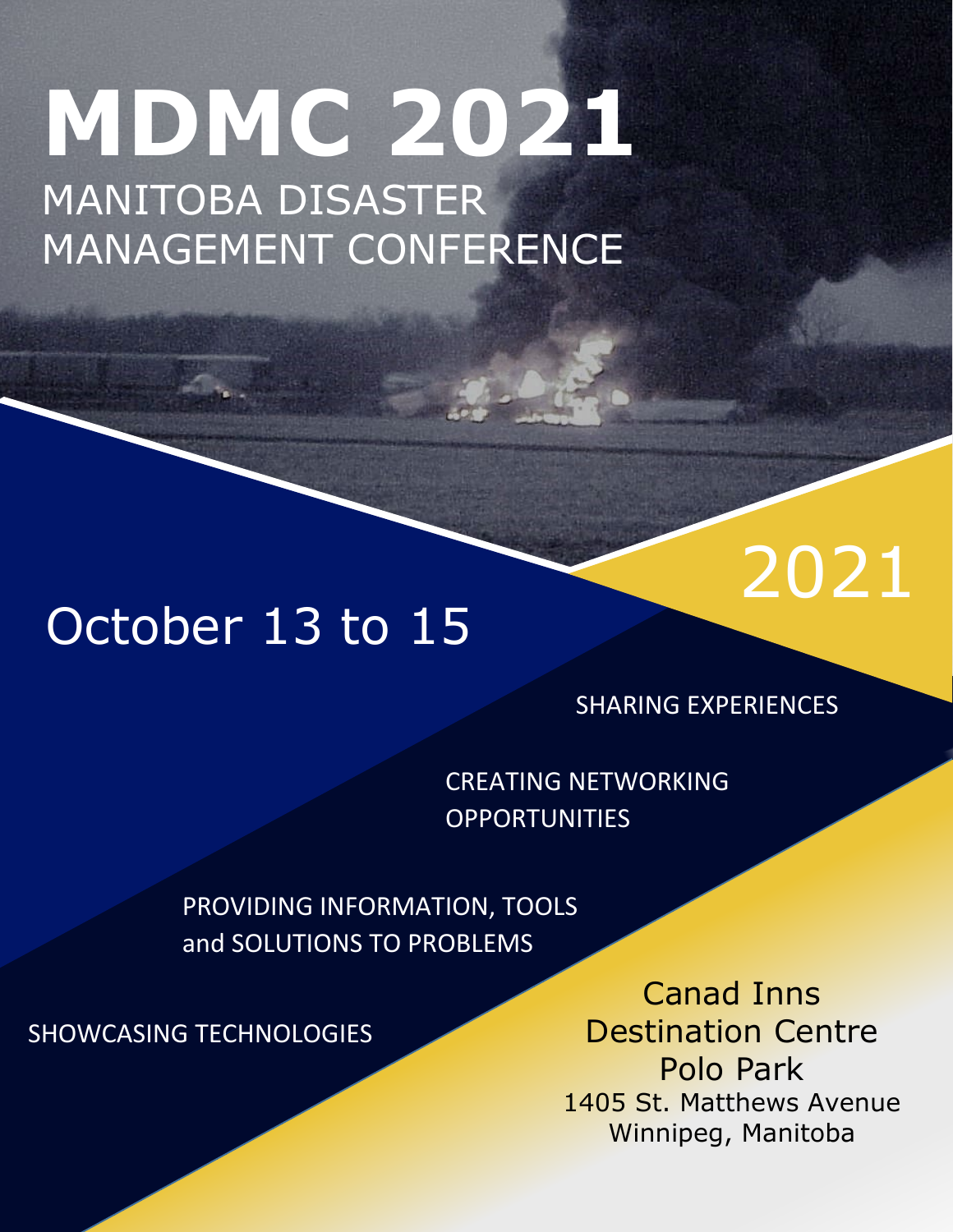# MDMC 2021

## MANITOBA DISASTER MANAGEMENT CONFERENCE

October 13 to 15

2021

SHARING EXPERIENCES

CREATING NETWORKING OPPORTUNITIES

PROVIDING INFORMATION, TOOLS and SOLUTIONS TO PROBLEMS

SHOWCASING TECHNOLOGIES

Canad Inns
Destination Centre
Polo Park
1405 St. Matthews Avenue
Winnipeg, Manitoba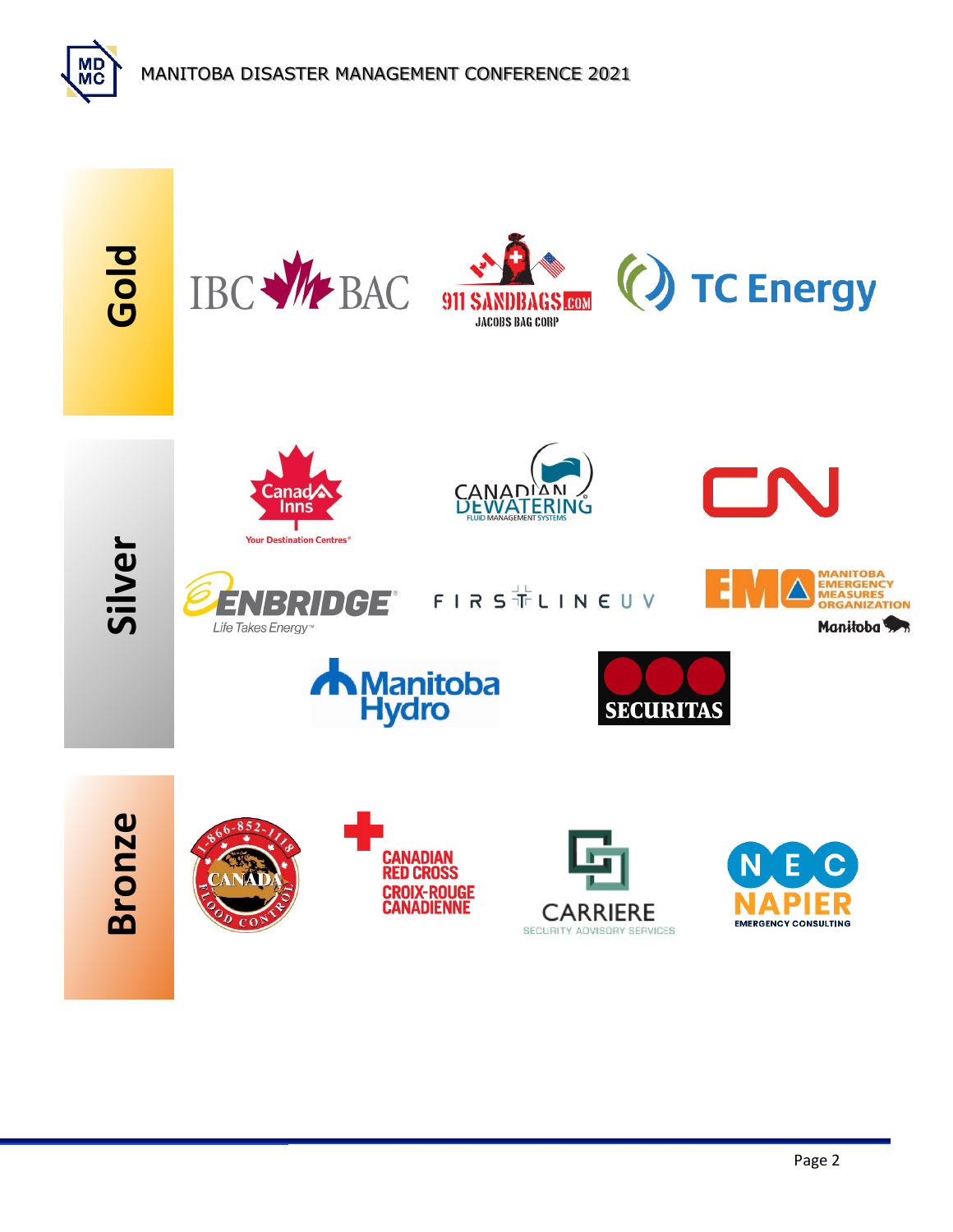## Gold

IBC BAC

911 SANDBAGS.COM
JACOBS BAG CORP

TC Energy

## Silver

Canada Inns
Your Destination Centres®

CANADIAN DEWATERING
FLUID MANAGEMENT SYSTEMS

CN

ENBRIDGE
Life Takes Energy™

FIRSTLINE UV

EMO MANITOBA EMERGENCY MEASURES ORGANIZATION
Manitoba

Manitoba Hydro

SECURITAS

## Bronze

1-866-852-1118
CANADA FLOOD CONTROL

CANADIAN RED CROSS
CROIX-ROUGE CANADIENNE

CARRIERE
SECURITY ADVISORY SERVICES

NEC NAPIER
EMERGENCY CONSULTING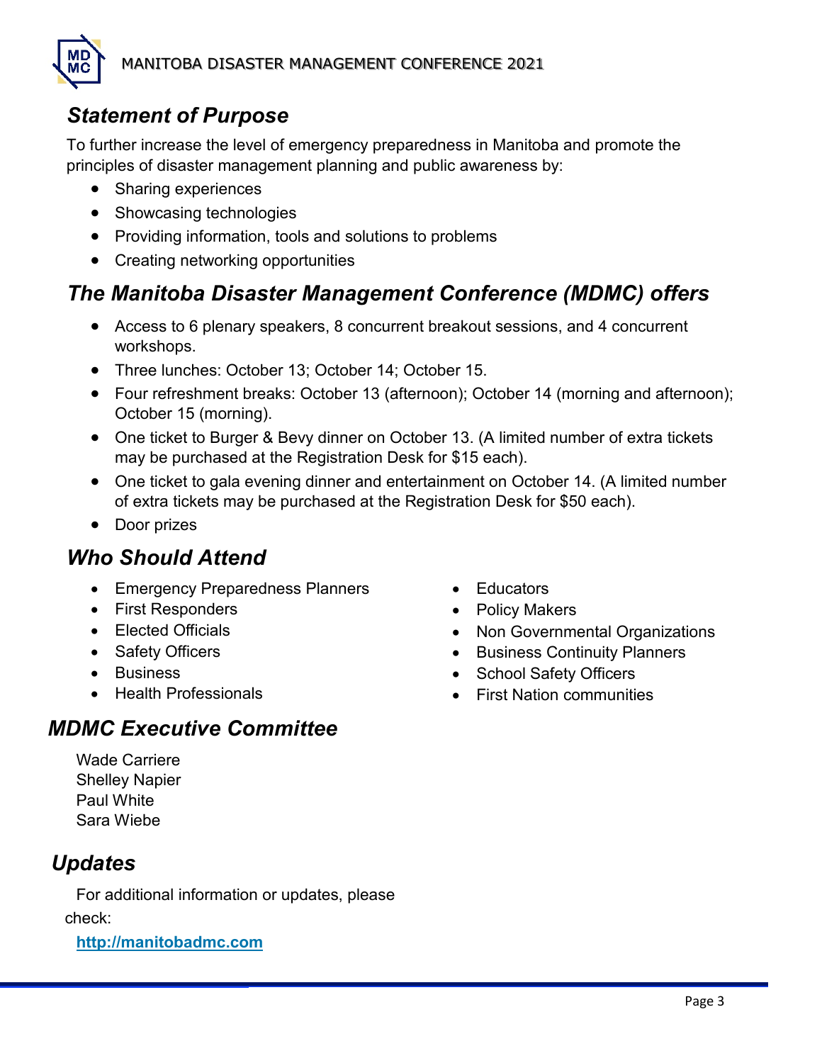## *Statement of Purpose*

To further increase the level of emergency preparedness in Manitoba and promote the principles of disaster management planning and public awareness by:

- Sharing experiences
- Showcasing technologies
- Providing information, tools and solutions to problems
- Creating networking opportunities

## *The Manitoba Disaster Management Conference (MDMC) offers*

- Access to 6 plenary speakers, 8 concurrent breakout sessions, and 4 concurrent workshops.
- Three lunches: October 13; October 14; October 15.
- Four refreshment breaks: October 13 (afternoon); October 14 (morning and afternoon); October 15 (morning).
- One ticket to Burger & Bevy dinner on October 13. (A limited number of extra tickets may be purchased at the Registration Desk for $15 each).
- One ticket to gala evening dinner and entertainment on October 14. (A limited number of extra tickets may be purchased at the Registration Desk for $50 each).
- Door prizes

## *Who Should Attend*

- Emergency Preparedness Planners
- First Responders
- Elected Officials
- Safety Officers
- Business
- Health Professionals
- Educators
- Policy Makers
- Non Governmental Organizations
- Business Continuity Planners
- School Safety Officers
- First Nation communities

## *MDMC Executive Committee*

Wade Carriere
Shelley Napier
Paul White
Sara Wiebe

## *Updates*

For additional information or updates, please check:

**http://manitobadmc.com**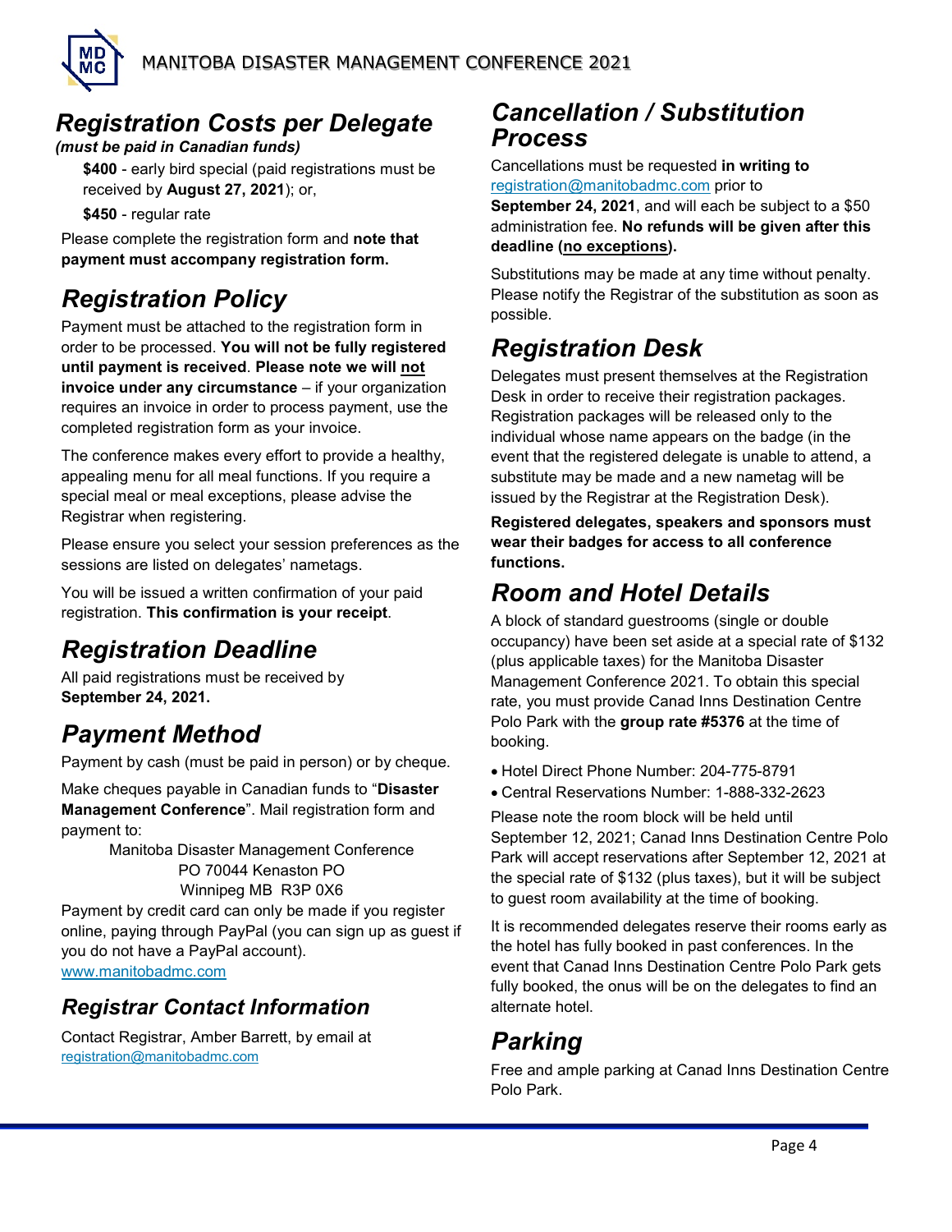## *Registration Costs per Delegate*

***(must be paid in Canadian funds)***

**$400** - early bird special (paid registrations must be received by **August 27, 2021**); or,

**$450** - regular rate

Please complete the registration form and **note that payment must accompany registration form.**

## *Registration Policy*

Payment must be attached to the registration form in order to be processed. **You will not be fully registered until payment is received**. **Please note we will not invoice under any circumstance** – if your organization requires an invoice in order to process payment, use the completed registration form as your invoice.

The conference makes every effort to provide a healthy, appealing menu for all meal functions. If you require a special meal or meal exceptions, please advise the Registrar when registering.

Please ensure you select your session preferences as the sessions are listed on delegates' nametags.

You will be issued a written confirmation of your paid registration. **This confirmation is your receipt**.

## *Registration Deadline*

All paid registrations must be received by **September 24, 2021.**

## *Payment Method*

Payment by cash (must be paid in person) or by cheque.

Make cheques payable in Canadian funds to "**Disaster Management Conference**". Mail registration form and payment to:

Manitoba Disaster Management Conference
PO 70044 Kenaston PO
Winnipeg MB R3P 0X6

Payment by credit card can only be made if you register online, paying through PayPal (you can sign up as guest if you do not have a PayPal account).
www.manitobadmc.com

## *Registrar Contact Information*

Contact Registrar, Amber Barrett, by email at registration@manitobadmc.com

## *Cancellation / Substitution Process*

Cancellations must be requested **in writing to** registration@manitobadmc.com prior to **September 24, 2021**, and will each be subject to a $50 administration fee. **No refunds will be given after this deadline (no exceptions).**

Substitutions may be made at any time without penalty. Please notify the Registrar of the substitution as soon as possible.

## *Registration Desk*

Delegates must present themselves at the Registration Desk in order to receive their registration packages. Registration packages will be released only to the individual whose name appears on the badge (in the event that the registered delegate is unable to attend, a substitute may be made and a new nametag will be issued by the Registrar at the Registration Desk).

**Registered delegates, speakers and sponsors must wear their badges for access to all conference functions.**

## *Room and Hotel Details*

A block of standard guestrooms (single or double occupancy) have been set aside at a special rate of $132 (plus applicable taxes) for the Manitoba Disaster Management Conference 2021. To obtain this special rate, you must provide Canad Inns Destination Centre Polo Park with the **group rate #5376** at the time of booking.

- Hotel Direct Phone Number: 204-775-8791
- Central Reservations Number: 1-888-332-2623

Please note the room block will be held until September 12, 2021; Canad Inns Destination Centre Polo Park will accept reservations after September 12, 2021 at the special rate of $132 (plus taxes), but it will be subject to guest room availability at the time of booking.

It is recommended delegates reserve their rooms early as the hotel has fully booked in past conferences. In the event that Canad Inns Destination Centre Polo Park gets fully booked, the onus will be on the delegates to find an alternate hotel.

## *Parking*

Free and ample parking at Canad Inns Destination Centre Polo Park.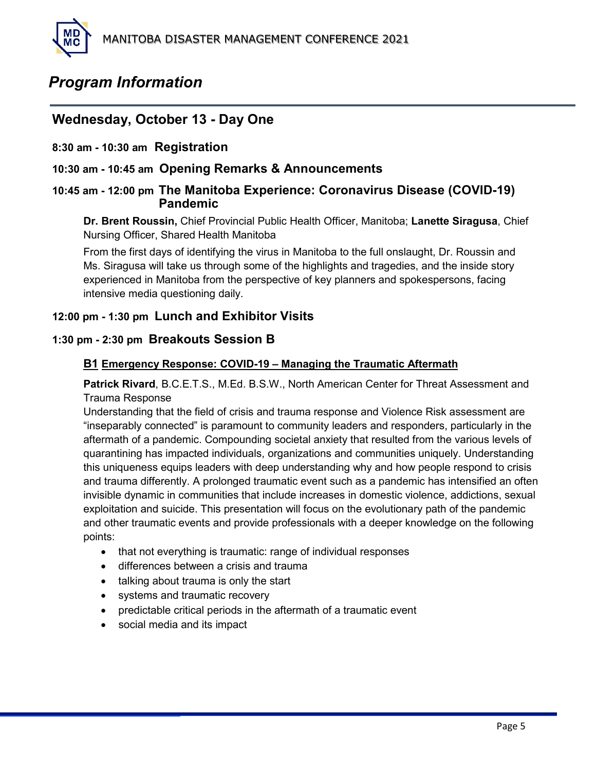# Program Information

## Wednesday, October 13 - Day One

### 8:30 am - 10:30 am **Registration**

### 10:30 am - 10:45 am **Opening Remarks & Announcements**

### 10:45 am - 12:00 pm **The Manitoba Experience: Coronavirus Disease (COVID-19) Pandemic**

**Dr. Brent Roussin,** Chief Provincial Public Health Officer, Manitoba; **Lanette Siragusa**, Chief Nursing Officer, Shared Health Manitoba

From the first days of identifying the virus in Manitoba to the full onslaught, Dr. Roussin and Ms. Siragusa will take us through some of the highlights and tragedies, and the inside story experienced in Manitoba from the perspective of key planners and spokespersons, facing intensive media questioning daily.

### 12:00 pm - 1:30 pm **Lunch and Exhibitor Visits**

### 1:30 pm - 2:30 pm **Breakouts Session B**

#### B1 Emergency Response: COVID-19 – Managing the Traumatic Aftermath

**Patrick Rivard**, B.C.E.T.S., M.Ed. B.S.W., North American Center for Threat Assessment and Trauma Response

Understanding that the field of crisis and trauma response and Violence Risk assessment are "inseparably connected" is paramount to community leaders and responders, particularly in the aftermath of a pandemic. Compounding societal anxiety that resulted from the various levels of quarantining has impacted individuals, organizations and communities uniquely. Understanding this uniqueness equips leaders with deep understanding why and how people respond to crisis and trauma differently. A prolonged traumatic event such as a pandemic has intensified an often invisible dynamic in communities that include increases in domestic violence, addictions, sexual exploitation and suicide. This presentation will focus on the evolutionary path of the pandemic and other traumatic events and provide professionals with a deeper knowledge on the following points:

- that not everything is traumatic: range of individual responses
- differences between a crisis and trauma
- talking about trauma is only the start
- systems and traumatic recovery
- predictable critical periods in the aftermath of a traumatic event
- social media and its impact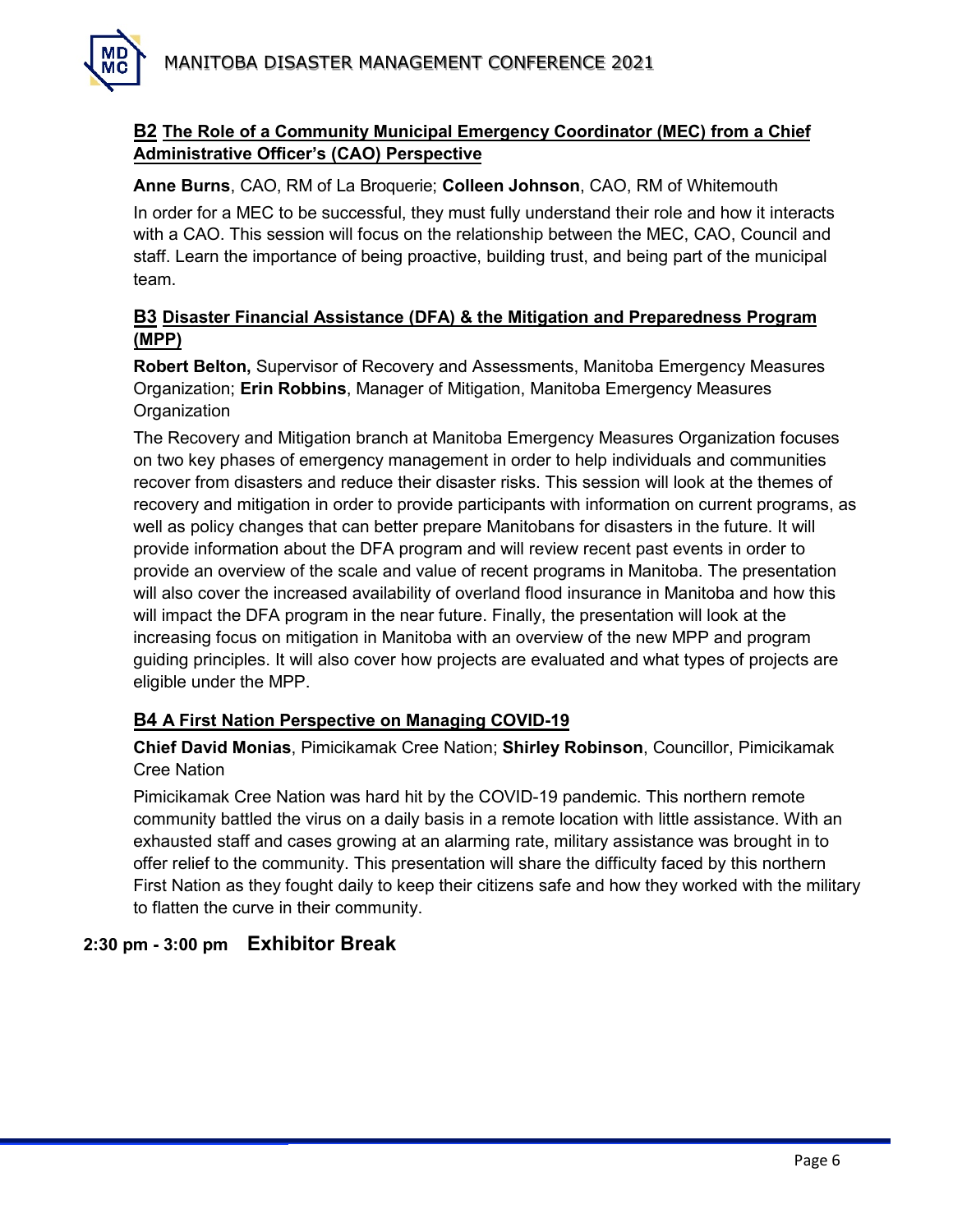### B2 The Role of a Community Municipal Emergency Coordinator (MEC) from a Chief Administrative Officer's (CAO) Perspective

**Anne Burns**, CAO, RM of La Broquerie; **Colleen Johnson**, CAO, RM of Whitemouth

In order for a MEC to be successful, they must fully understand their role and how it interacts with a CAO. This session will focus on the relationship between the MEC, CAO, Council and staff. Learn the importance of being proactive, building trust, and being part of the municipal team.

### B3 Disaster Financial Assistance (DFA) & the Mitigation and Preparedness Program (MPP)

**Robert Belton,** Supervisor of Recovery and Assessments, Manitoba Emergency Measures Organization; **Erin Robbins**, Manager of Mitigation, Manitoba Emergency Measures Organization

The Recovery and Mitigation branch at Manitoba Emergency Measures Organization focuses on two key phases of emergency management in order to help individuals and communities recover from disasters and reduce their disaster risks. This session will look at the themes of recovery and mitigation in order to provide participants with information on current programs, as well as policy changes that can better prepare Manitobans for disasters in the future. It will provide information about the DFA program and will review recent past events in order to provide an overview of the scale and value of recent programs in Manitoba. The presentation will also cover the increased availability of overland flood insurance in Manitoba and how this will impact the DFA program in the near future. Finally, the presentation will look at the increasing focus on mitigation in Manitoba with an overview of the new MPP and program guiding principles. It will also cover how projects are evaluated and what types of projects are eligible under the MPP.

### B4 A First Nation Perspective on Managing COVID-19

**Chief David Monias**, Pimicikamak Cree Nation; **Shirley Robinson**, Councillor, Pimicikamak Cree Nation

Pimicikamak Cree Nation was hard hit by the COVID-19 pandemic. This northern remote community battled the virus on a daily basis in a remote location with little assistance. With an exhausted staff and cases growing at an alarming rate, military assistance was brought in to offer relief to the community. This presentation will share the difficulty faced by this northern First Nation as they fought daily to keep their citizens safe and how they worked with the military to flatten the curve in their community.

## 2:30 pm - 3:00 pm Exhibitor Break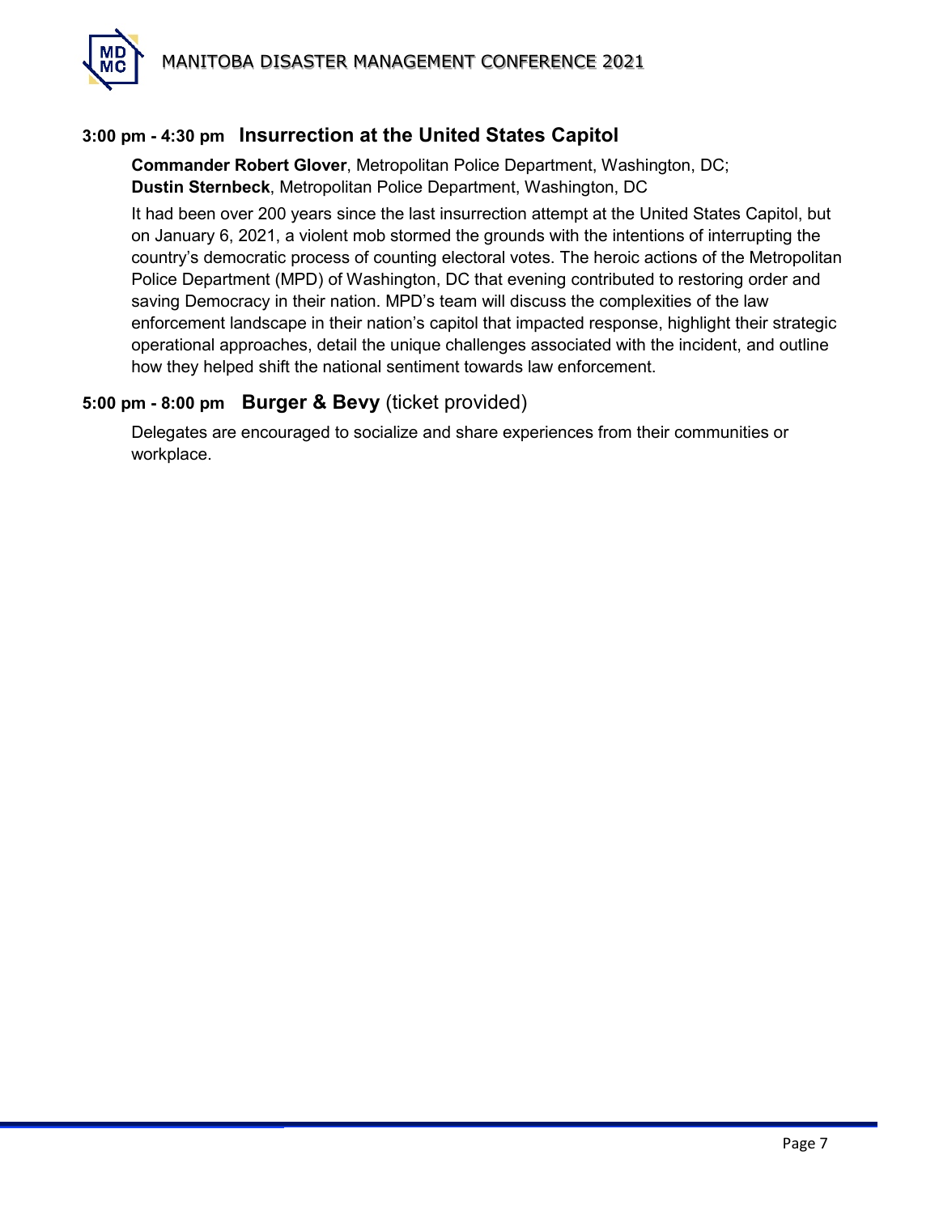### 3:00 pm - 4:30 pm **Insurrection at the United States Capitol**

**Commander Robert Glover**, Metropolitan Police Department, Washington, DC;
**Dustin Sternbeck**, Metropolitan Police Department, Washington, DC

It had been over 200 years since the last insurrection attempt at the United States Capitol, but on January 6, 2021, a violent mob stormed the grounds with the intentions of interrupting the country's democratic process of counting electoral votes. The heroic actions of the Metropolitan Police Department (MPD) of Washington, DC that evening contributed to restoring order and saving Democracy in their nation. MPD's team will discuss the complexities of the law enforcement landscape in their nation's capitol that impacted response, highlight their strategic operational approaches, detail the unique challenges associated with the incident, and outline how they helped shift the national sentiment towards law enforcement.

### 5:00 pm - 8:00 pm **Burger & Bevy** (ticket provided)

Delegates are encouraged to socialize and share experiences from their communities or workplace.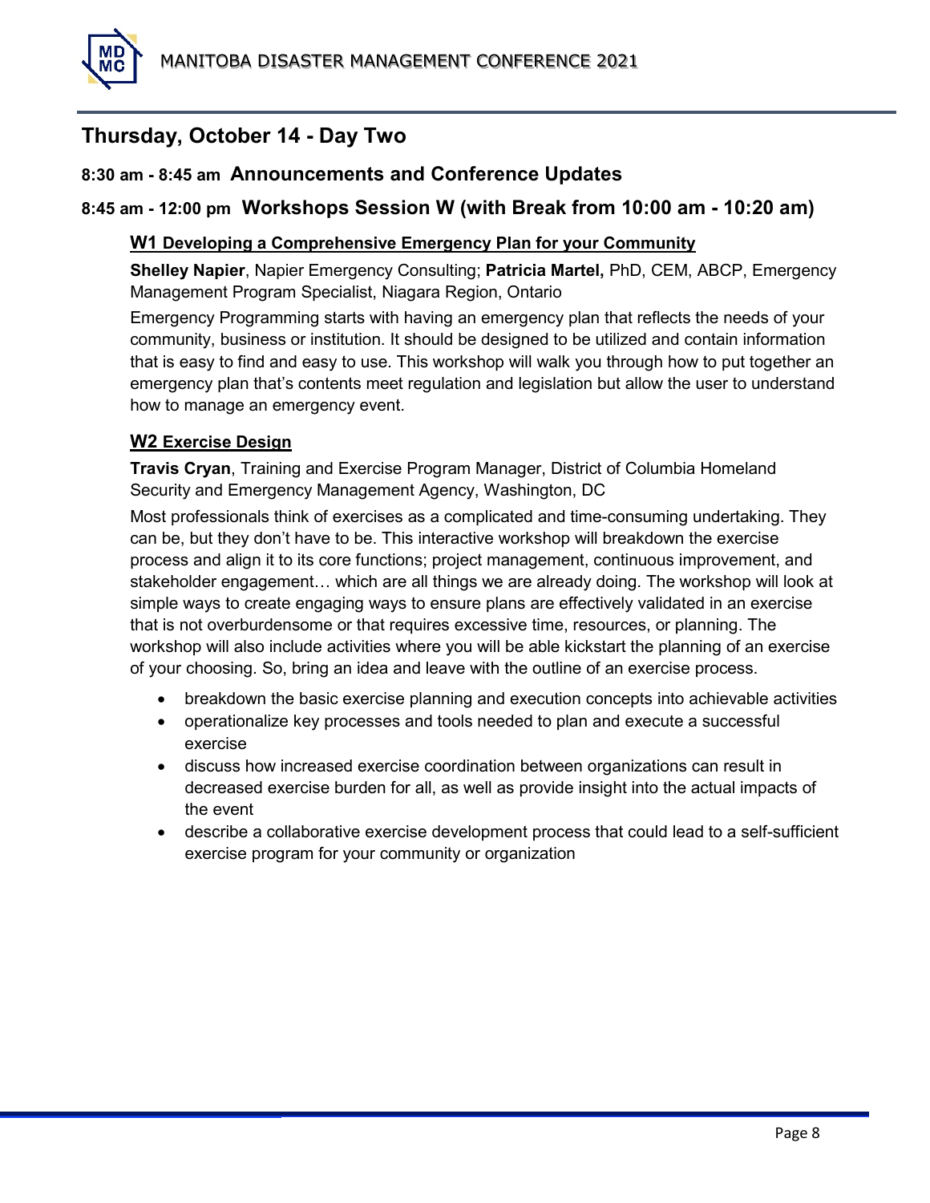## Thursday, October 14 - Day Two

### 8:30 am - 8:45 am Announcements and Conference Updates

### 8:45 am - 12:00 pm Workshops Session W (with Break from 10:00 am - 10:20 am)

#### W1 Developing a Comprehensive Emergency Plan for your Community

**Shelley Napier**, Napier Emergency Consulting; **Patricia Martel,** PhD, CEM, ABCP, Emergency Management Program Specialist, Niagara Region, Ontario

Emergency Programming starts with having an emergency plan that reflects the needs of your community, business or institution. It should be designed to be utilized and contain information that is easy to find and easy to use. This workshop will walk you through how to put together an emergency plan that's contents meet regulation and legislation but allow the user to understand how to manage an emergency event.

#### W2 Exercise Design

**Travis Cryan**, Training and Exercise Program Manager, District of Columbia Homeland Security and Emergency Management Agency, Washington, DC

Most professionals think of exercises as a complicated and time-consuming undertaking. They can be, but they don't have to be. This interactive workshop will breakdown the exercise process and align it to its core functions; project management, continuous improvement, and stakeholder engagement… which are all things we are already doing. The workshop will look at simple ways to create engaging ways to ensure plans are effectively validated in an exercise that is not overburdensome or that requires excessive time, resources, or planning. The workshop will also include activities where you will be able kickstart the planning of an exercise of your choosing. So, bring an idea and leave with the outline of an exercise process.

- breakdown the basic exercise planning and execution concepts into achievable activities
- operationalize key processes and tools needed to plan and execute a successful exercise
- discuss how increased exercise coordination between organizations can result in decreased exercise burden for all, as well as provide insight into the actual impacts of the event
- describe a collaborative exercise development process that could lead to a self-sufficient exercise program for your community or organization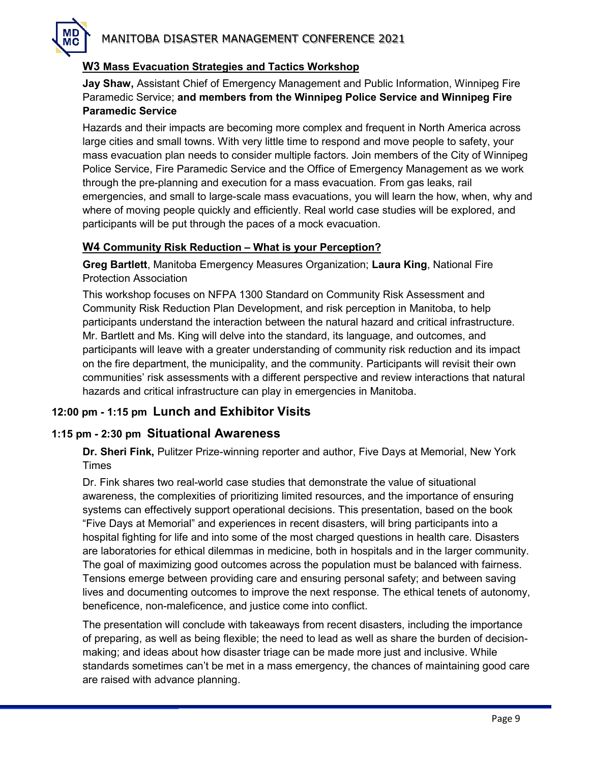### W3 Mass Evacuation Strategies and Tactics Workshop

**Jay Shaw,** Assistant Chief of Emergency Management and Public Information, Winnipeg Fire Paramedic Service; **and members from the Winnipeg Police Service and Winnipeg Fire Paramedic Service**

Hazards and their impacts are becoming more complex and frequent in North America across large cities and small towns. With very little time to respond and move people to safety, your mass evacuation plan needs to consider multiple factors. Join members of the City of Winnipeg Police Service, Fire Paramedic Service and the Office of Emergency Management as we work through the pre-planning and execution for a mass evacuation. From gas leaks, rail emergencies, and small to large-scale mass evacuations, you will learn the how, when, why and where of moving people quickly and efficiently. Real world case studies will be explored, and participants will be put through the paces of a mock evacuation.

### W4 Community Risk Reduction – What is your Perception?

**Greg Bartlett**, Manitoba Emergency Measures Organization; **Laura King**, National Fire Protection Association

This workshop focuses on NFPA 1300 Standard on Community Risk Assessment and Community Risk Reduction Plan Development, and risk perception in Manitoba, to help participants understand the interaction between the natural hazard and critical infrastructure. Mr. Bartlett and Ms. King will delve into the standard, its language, and outcomes, and participants will leave with a greater understanding of community risk reduction and its impact on the fire department, the municipality, and the community. Participants will revisit their own communities' risk assessments with a different perspective and review interactions that natural hazards and critical infrastructure can play in emergencies in Manitoba.

## 12:00 pm - 1:15 pm Lunch and Exhibitor Visits

## 1:15 pm - 2:30 pm Situational Awareness

**Dr. Sheri Fink,** Pulitzer Prize-winning reporter and author, Five Days at Memorial, New York Times

Dr. Fink shares two real-world case studies that demonstrate the value of situational awareness, the complexities of prioritizing limited resources, and the importance of ensuring systems can effectively support operational decisions. This presentation, based on the book "Five Days at Memorial" and experiences in recent disasters, will bring participants into a hospital fighting for life and into some of the most charged questions in health care. Disasters are laboratories for ethical dilemmas in medicine, both in hospitals and in the larger community. The goal of maximizing good outcomes across the population must be balanced with fairness. Tensions emerge between providing care and ensuring personal safety; and between saving lives and documenting outcomes to improve the next response. The ethical tenets of autonomy, beneficence, non-maleficence, and justice come into conflict.

The presentation will conclude with takeaways from recent disasters, including the importance of preparing, as well as being flexible; the need to lead as well as share the burden of decision-making; and ideas about how disaster triage can be made more just and inclusive. While standards sometimes can't be met in a mass emergency, the chances of maintaining good care are raised with advance planning.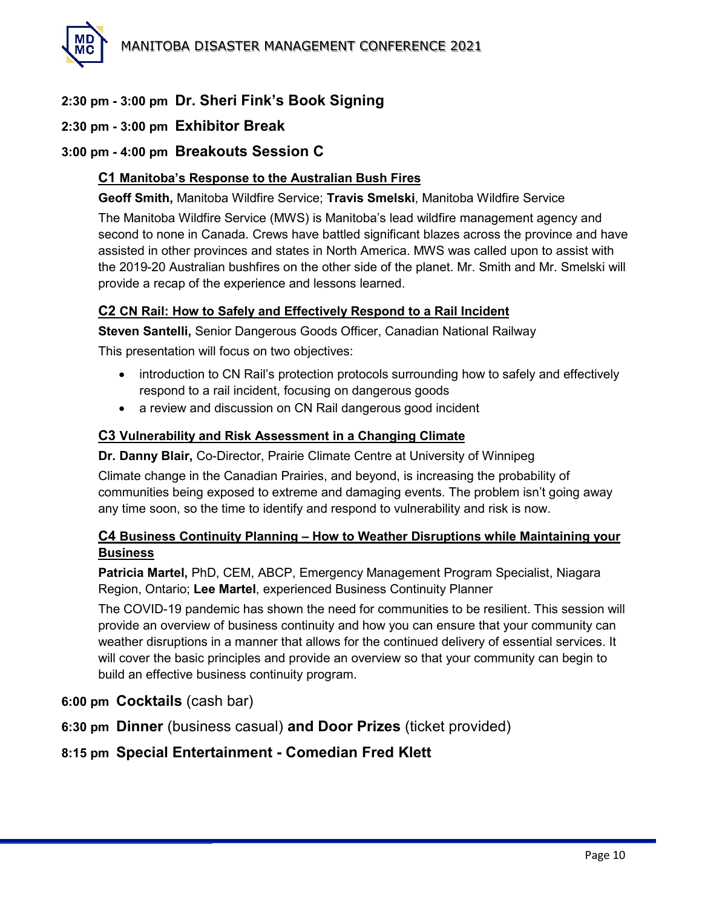## 2:30 pm - 3:00 pm Dr. Sheri Fink's Book Signing

## 2:30 pm - 3:00 pm Exhibitor Break

## 3:00 pm - 4:00 pm Breakouts Session C

### C1 Manitoba's Response to the Australian Bush Fires

**Geoff Smith,** Manitoba Wildfire Service; **Travis Smelski**, Manitoba Wildfire Service

The Manitoba Wildfire Service (MWS) is Manitoba's lead wildfire management agency and second to none in Canada. Crews have battled significant blazes across the province and have assisted in other provinces and states in North America. MWS was called upon to assist with the 2019-20 Australian bushfires on the other side of the planet. Mr. Smith and Mr. Smelski will provide a recap of the experience and lessons learned.

### C2 CN Rail: How to Safely and Effectively Respond to a Rail Incident

**Steven Santelli,** Senior Dangerous Goods Officer, Canadian National Railway

This presentation will focus on two objectives:

- introduction to CN Rail's protection protocols surrounding how to safely and effectively respond to a rail incident, focusing on dangerous goods
- a review and discussion on CN Rail dangerous good incident

### C3 Vulnerability and Risk Assessment in a Changing Climate

**Dr. Danny Blair,** Co-Director, Prairie Climate Centre at University of Winnipeg

Climate change in the Canadian Prairies, and beyond, is increasing the probability of communities being exposed to extreme and damaging events. The problem isn't going away any time soon, so the time to identify and respond to vulnerability and risk is now.

### C4 Business Continuity Planning – How to Weather Disruptions while Maintaining your Business

**Patricia Martel,** PhD, CEM, ABCP, Emergency Management Program Specialist, Niagara Region, Ontario; **Lee Martel**, experienced Business Continuity Planner

The COVID-19 pandemic has shown the need for communities to be resilient. This session will provide an overview of business continuity and how you can ensure that your community can weather disruptions in a manner that allows for the continued delivery of essential services. It will cover the basic principles and provide an overview so that your community can begin to build an effective business continuity program.

## 6:00 pm Cocktails (cash bar)

## 6:30 pm Dinner (business casual) and Door Prizes (ticket provided)

## 8:15 pm Special Entertainment - Comedian Fred Klett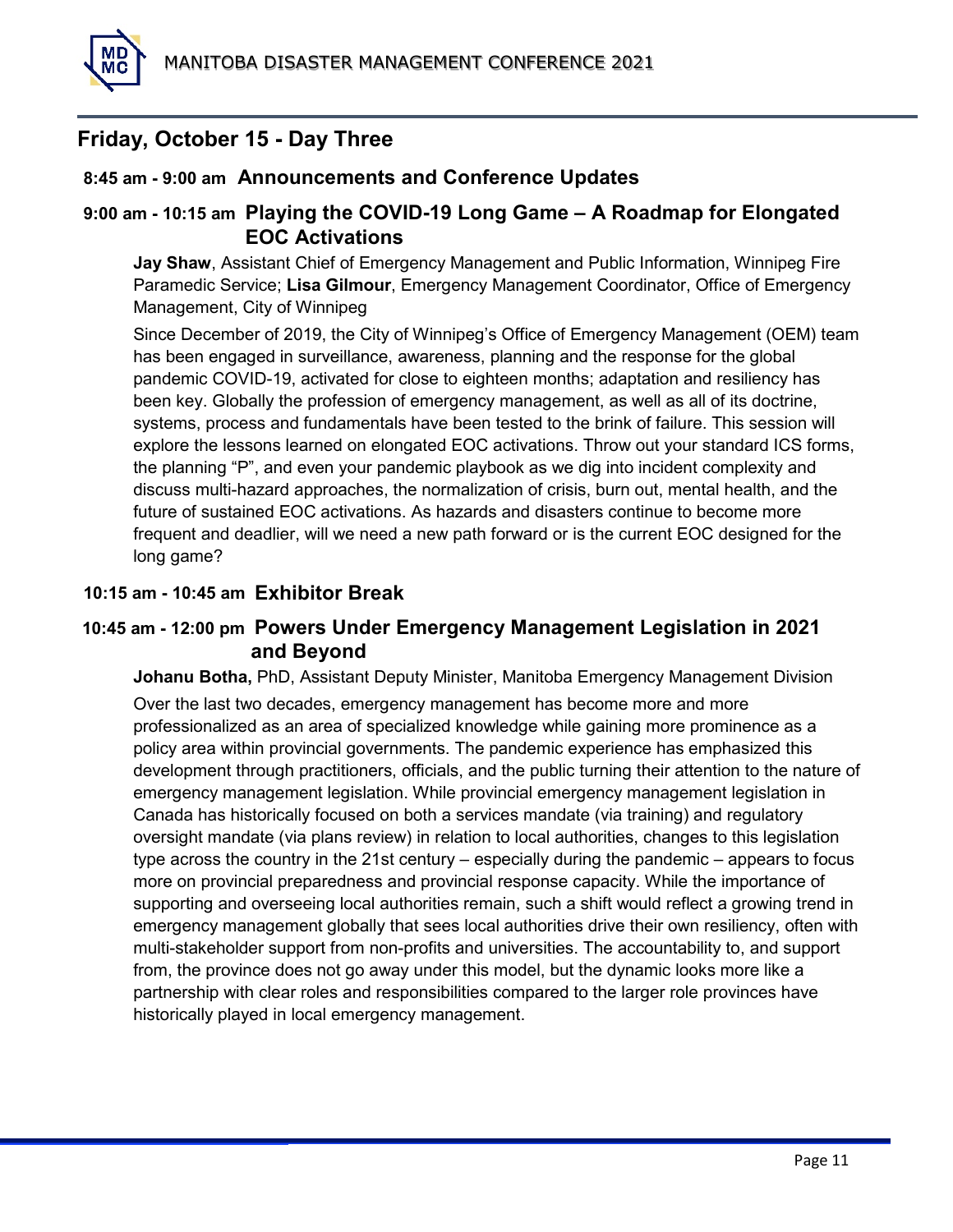## Friday, October 15 - Day Three

### 8:45 am - 9:00 am Announcements and Conference Updates

### 9:00 am - 10:15 am Playing the COVID-19 Long Game – A Roadmap for Elongated EOC Activations

**Jay Shaw**, Assistant Chief of Emergency Management and Public Information, Winnipeg Fire Paramedic Service; **Lisa Gilmour**, Emergency Management Coordinator, Office of Emergency Management, City of Winnipeg

Since December of 2019, the City of Winnipeg's Office of Emergency Management (OEM) team has been engaged in surveillance, awareness, planning and the response for the global pandemic COVID-19, activated for close to eighteen months; adaptation and resiliency has been key. Globally the profession of emergency management, as well as all of its doctrine, systems, process and fundamentals have been tested to the brink of failure. This session will explore the lessons learned on elongated EOC activations. Throw out your standard ICS forms, the planning "P", and even your pandemic playbook as we dig into incident complexity and discuss multi-hazard approaches, the normalization of crisis, burn out, mental health, and the future of sustained EOC activations. As hazards and disasters continue to become more frequent and deadlier, will we need a new path forward or is the current EOC designed for the long game?

### 10:15 am - 10:45 am Exhibitor Break

### 10:45 am - 12:00 pm Powers Under Emergency Management Legislation in 2021 and Beyond

**Johanu Botha,** PhD, Assistant Deputy Minister, Manitoba Emergency Management Division

Over the last two decades, emergency management has become more and more professionalized as an area of specialized knowledge while gaining more prominence as a policy area within provincial governments. The pandemic experience has emphasized this development through practitioners, officials, and the public turning their attention to the nature of emergency management legislation. While provincial emergency management legislation in Canada has historically focused on both a services mandate (via training) and regulatory oversight mandate (via plans review) in relation to local authorities, changes to this legislation type across the country in the 21st century – especially during the pandemic – appears to focus more on provincial preparedness and provincial response capacity. While the importance of supporting and overseeing local authorities remain, such a shift would reflect a growing trend in emergency management globally that sees local authorities drive their own resiliency, often with multi-stakeholder support from non-profits and universities. The accountability to, and support from, the province does not go away under this model, but the dynamic looks more like a partnership with clear roles and responsibilities compared to the larger role provinces have historically played in local emergency management.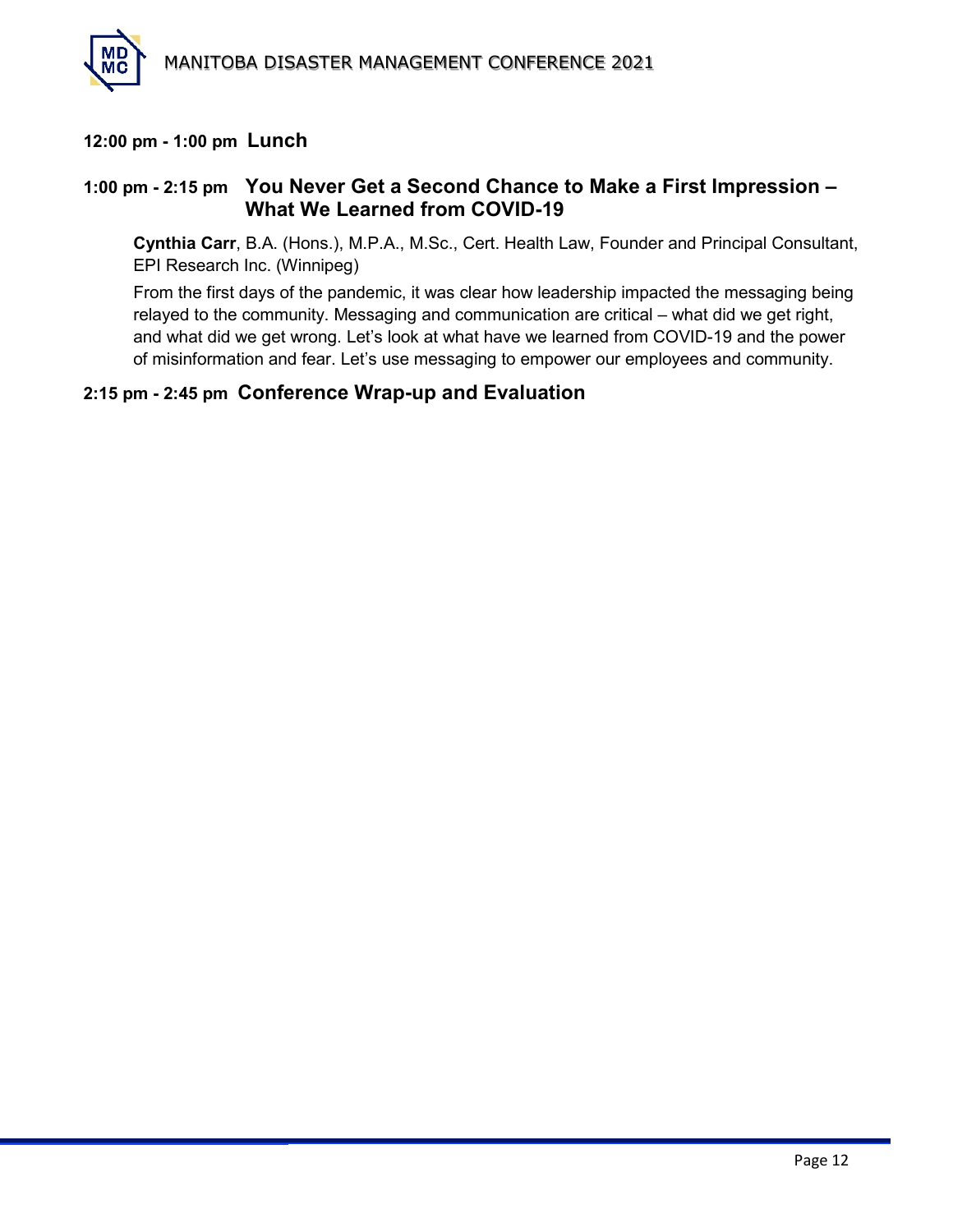**12:00 pm - 1:00 pm Lunch**

**1:00 pm - 2:15 pm You Never Get a Second Chance to Make a First Impression – What We Learned from COVID-19**

**Cynthia Carr**, B.A. (Hons.), M.P.A., M.Sc., Cert. Health Law, Founder and Principal Consultant, EPI Research Inc. (Winnipeg)

From the first days of the pandemic, it was clear how leadership impacted the messaging being relayed to the community. Messaging and communication are critical – what did we get right, and what did we get wrong. Let's look at what have we learned from COVID-19 and the power of misinformation and fear. Let's use messaging to empower our employees and community.

**2:15 pm - 2:45 pm Conference Wrap-up and Evaluation**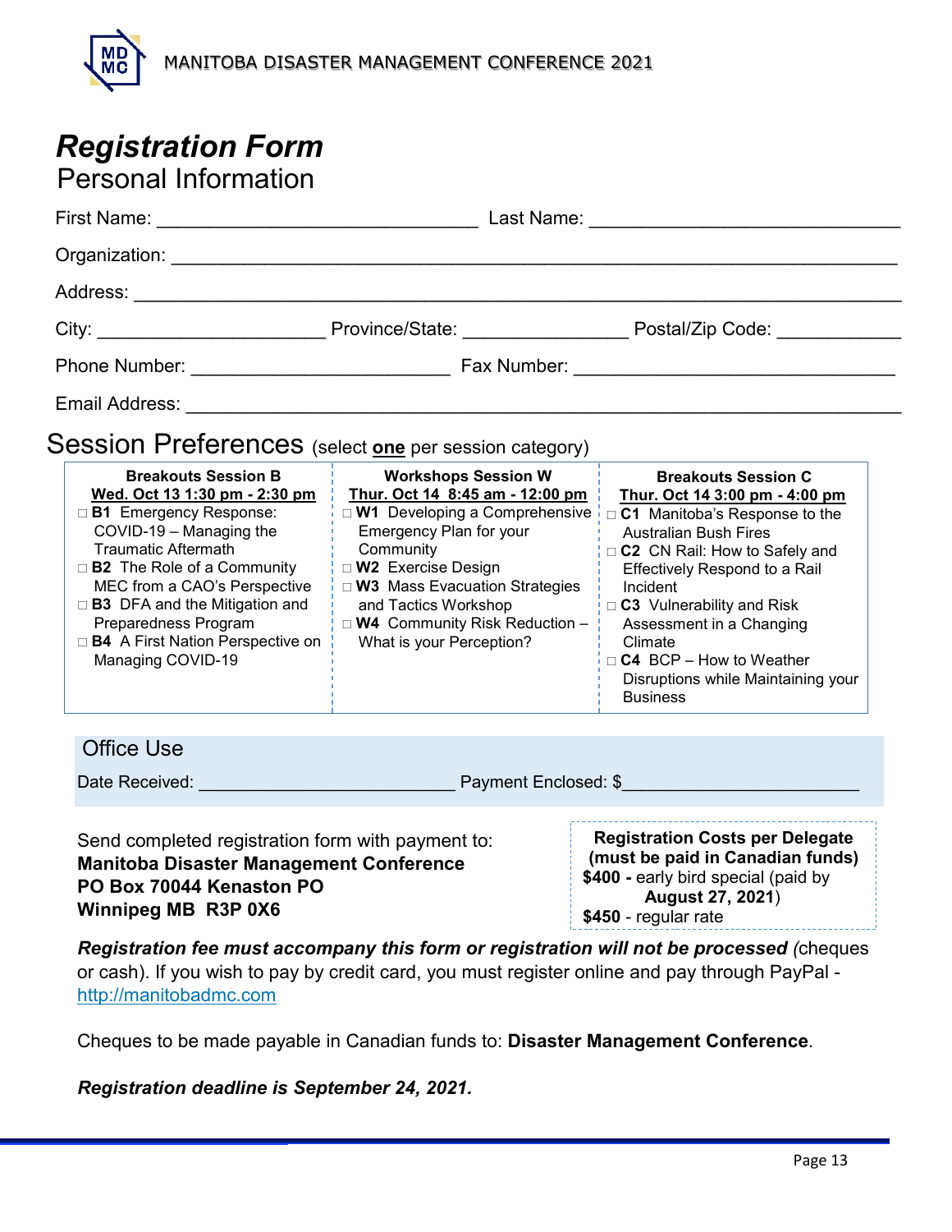# Registration Form

## Personal Information

First Name: ______________________________ Last Name: ______________________________

Organization: ______________________________________________________________________

Address: __________________________________________________________________________

City: _____________________ Province/State: ________________ Postal/Zip Code: ____________

Phone Number: ________________________ Fax Number: ______________________________

Email Address: ______________________________________________________________________

## Session Preferences (select **one** per session category)

| Breakouts Session B<br>Wed. Oct 13 1:30 pm - 2:30 pm | Workshops Session W<br>Thur. Oct 14 8:45 am - 12:00 pm | Breakouts Session C<br>Thur. Oct 14 3:00 pm - 4:00 pm |
|---|---|---|
| □ **B1** Emergency Response: COVID-19 – Managing the Traumatic Aftermath | □ **W1** Developing a Comprehensive Emergency Plan for your Community | □ **C1** Manitoba's Response to the Australian Bush Fires |
| □ **B2** The Role of a Community MEC from a CAO's Perspective | □ **W2** Exercise Design | □ **C2** CN Rail: How to Safely and Effectively Respond to a Rail Incident |
| □ **B3** DFA and the Mitigation and Preparedness Program | □ **W3** Mass Evacuation Strategies and Tactics Workshop | □ **C3** Vulnerability and Risk Assessment in a Changing Climate |
| □ **B4** A First Nation Perspective on Managing COVID-19 | □ **W4** Community Risk Reduction – What is your Perception? | □ **C4** BCP – How to Weather Disruptions while Maintaining your Business |

### Office Use

Date Received: _________________________ Payment Enclosed: $______________________

Send completed registration form with payment to:
**Manitoba Disaster Management Conference**
**PO Box 70044 Kenaston PO**
**Winnipeg MB R3P 0X6**

**Registration Costs per Delegate (must be paid in Canadian funds)**
**$400 -** early bird special (paid by **August 27, 2021**)
**$450** - regular rate

***Registration fee must accompany this form or registration will not be processed*** (cheques or cash). If you wish to pay by credit card, you must register online and pay through PayPal - http://manitobadmc.com

Cheques to be made payable in Canadian funds to: **Disaster Management Conference**.

***Registration deadline is September 24, 2021.***